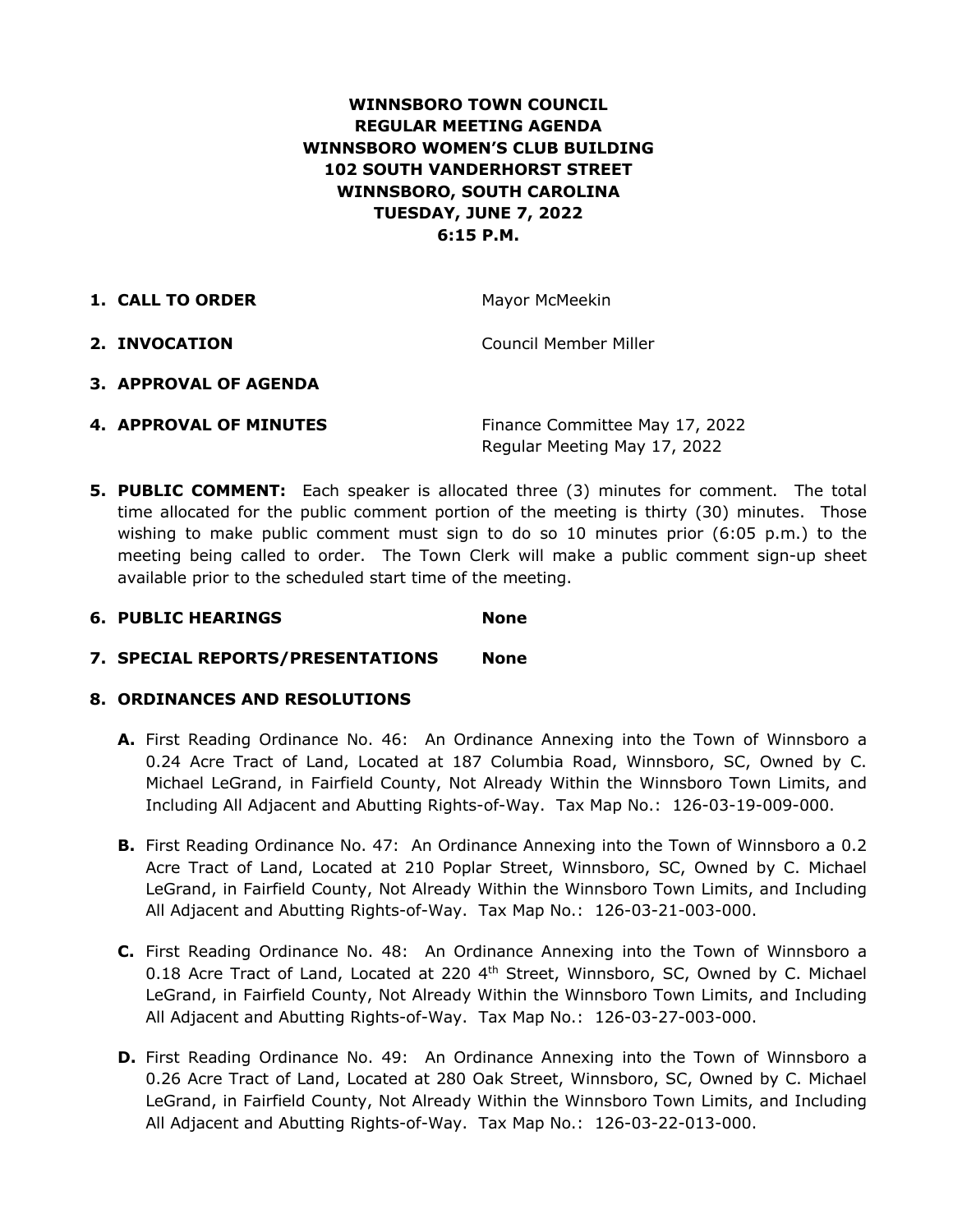# WINNSBORO TOWN COUNCIL
## REGULAR MEETING AGENDA
## WINNSBORO WOMEN'S CLUB BUILDING
## 102 SOUTH VANDERHORST STREET
## WINNSBORO, SOUTH CAROLINA
## TUESDAY, JUNE 7, 2022
## 6:15 P.M.

1. **CALL TO ORDER** — Mayor McMeekin

2. **INVOCATION** — Council Member Miller

3. **APPROVAL OF AGENDA**

4. **APPROVAL OF MINUTES** — Finance Committee May 17, 2022
   Regular Meeting May 17, 2022

5. **PUBLIC COMMENT:** Each speaker is allocated three (3) minutes for comment. The total time allocated for the public comment portion of the meeting is thirty (30) minutes. Those wishing to make public comment must sign to do so 10 minutes prior (6:05 p.m.) to the meeting being called to order. The Town Clerk will make a public comment sign-up sheet available prior to the scheduled start time of the meeting.

6. **PUBLIC HEARINGS** — **None**

7. **SPECIAL REPORTS/PRESENTATIONS** — **None**

8. **ORDINANCES AND RESOLUTIONS**

   **A.** First Reading Ordinance No. 46: An Ordinance Annexing into the Town of Winnsboro a 0.24 Acre Tract of Land, Located at 187 Columbia Road, Winnsboro, SC, Owned by C. Michael LeGrand, in Fairfield County, Not Already Within the Winnsboro Town Limits, and Including All Adjacent and Abutting Rights-of-Way. Tax Map No.: 126-03-19-009-000.

   **B.** First Reading Ordinance No. 47: An Ordinance Annexing into the Town of Winnsboro a 0.2 Acre Tract of Land, Located at 210 Poplar Street, Winnsboro, SC, Owned by C. Michael LeGrand, in Fairfield County, Not Already Within the Winnsboro Town Limits, and Including All Adjacent and Abutting Rights-of-Way. Tax Map No.: 126-03-21-003-000.

   **C.** First Reading Ordinance No. 48: An Ordinance Annexing into the Town of Winnsboro a 0.18 Acre Tract of Land, Located at 220 4th Street, Winnsboro, SC, Owned by C. Michael LeGrand, in Fairfield County, Not Already Within the Winnsboro Town Limits, and Including All Adjacent and Abutting Rights-of-Way. Tax Map No.: 126-03-27-003-000.

   **D.** First Reading Ordinance No. 49: An Ordinance Annexing into the Town of Winnsboro a 0.26 Acre Tract of Land, Located at 280 Oak Street, Winnsboro, SC, Owned by C. Michael LeGrand, in Fairfield County, Not Already Within the Winnsboro Town Limits, and Including All Adjacent and Abutting Rights-of-Way. Tax Map No.: 126-03-22-013-000.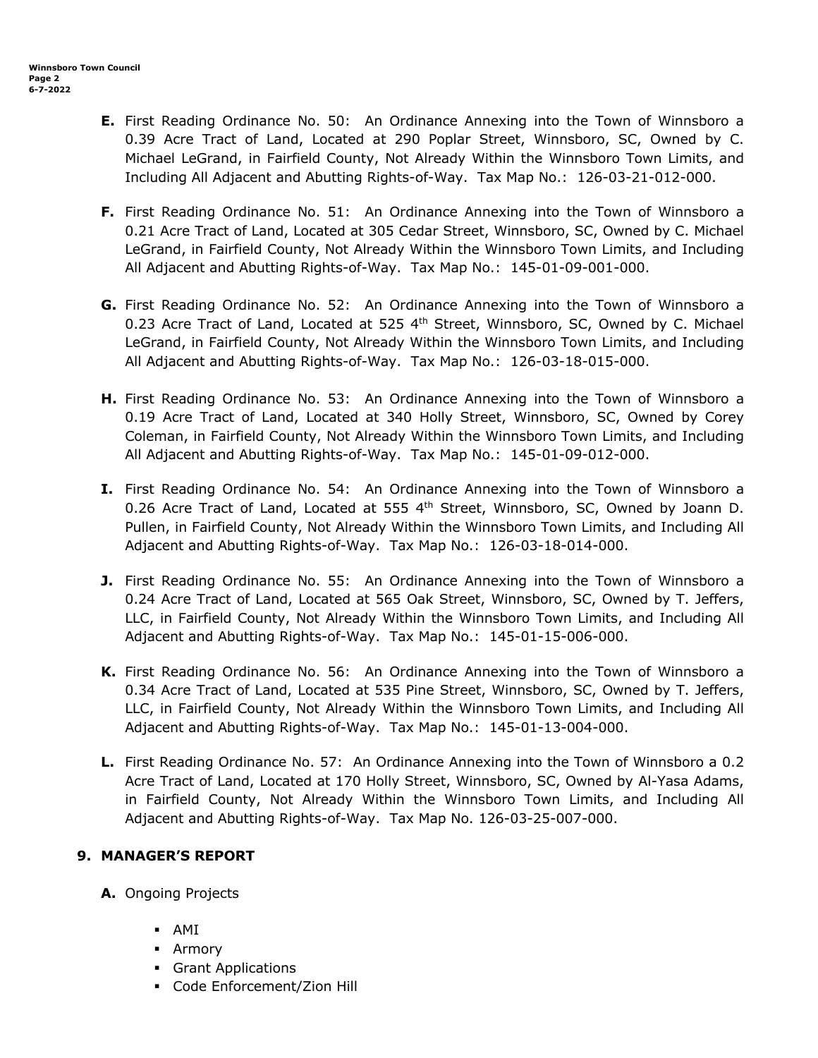**E.** First Reading Ordinance No. 50: An Ordinance Annexing into the Town of Winnsboro a 0.39 Acre Tract of Land, Located at 290 Poplar Street, Winnsboro, SC, Owned by C. Michael LeGrand, in Fairfield County, Not Already Within the Winnsboro Town Limits, and Including All Adjacent and Abutting Rights-of-Way. Tax Map No.: 126-03-21-012-000.

**F.** First Reading Ordinance No. 51: An Ordinance Annexing into the Town of Winnsboro a 0.21 Acre Tract of Land, Located at 305 Cedar Street, Winnsboro, SC, Owned by C. Michael LeGrand, in Fairfield County, Not Already Within the Winnsboro Town Limits, and Including All Adjacent and Abutting Rights-of-Way. Tax Map No.: 145-01-09-001-000.

**G.** First Reading Ordinance No. 52: An Ordinance Annexing into the Town of Winnsboro a 0.23 Acre Tract of Land, Located at 525 4th Street, Winnsboro, SC, Owned by C. Michael LeGrand, in Fairfield County, Not Already Within the Winnsboro Town Limits, and Including All Adjacent and Abutting Rights-of-Way. Tax Map No.: 126-03-18-015-000.

**H.** First Reading Ordinance No. 53: An Ordinance Annexing into the Town of Winnsboro a 0.19 Acre Tract of Land, Located at 340 Holly Street, Winnsboro, SC, Owned by Corey Coleman, in Fairfield County, Not Already Within the Winnsboro Town Limits, and Including All Adjacent and Abutting Rights-of-Way. Tax Map No.: 145-01-09-012-000.

**I.** First Reading Ordinance No. 54: An Ordinance Annexing into the Town of Winnsboro a 0.26 Acre Tract of Land, Located at 555 4th Street, Winnsboro, SC, Owned by Joann D. Pullen, in Fairfield County, Not Already Within the Winnsboro Town Limits, and Including All Adjacent and Abutting Rights-of-Way. Tax Map No.: 126-03-18-014-000.

**J.** First Reading Ordinance No. 55: An Ordinance Annexing into the Town of Winnsboro a 0.24 Acre Tract of Land, Located at 565 Oak Street, Winnsboro, SC, Owned by T. Jeffers, LLC, in Fairfield County, Not Already Within the Winnsboro Town Limits, and Including All Adjacent and Abutting Rights-of-Way. Tax Map No.: 145-01-15-006-000.

**K.** First Reading Ordinance No. 56: An Ordinance Annexing into the Town of Winnsboro a 0.34 Acre Tract of Land, Located at 535 Pine Street, Winnsboro, SC, Owned by T. Jeffers, LLC, in Fairfield County, Not Already Within the Winnsboro Town Limits, and Including All Adjacent and Abutting Rights-of-Way. Tax Map No.: 145-01-13-004-000.

**L.** First Reading Ordinance No. 57: An Ordinance Annexing into the Town of Winnsboro a 0.2 Acre Tract of Land, Located at 170 Holly Street, Winnsboro, SC, Owned by Al-Yasa Adams, in Fairfield County, Not Already Within the Winnsboro Town Limits, and Including All Adjacent and Abutting Rights-of-Way. Tax Map No. 126-03-25-007-000.

## 9. MANAGER'S REPORT

**A.** Ongoing Projects

- AMI
- Armory
- Grant Applications
- Code Enforcement/Zion Hill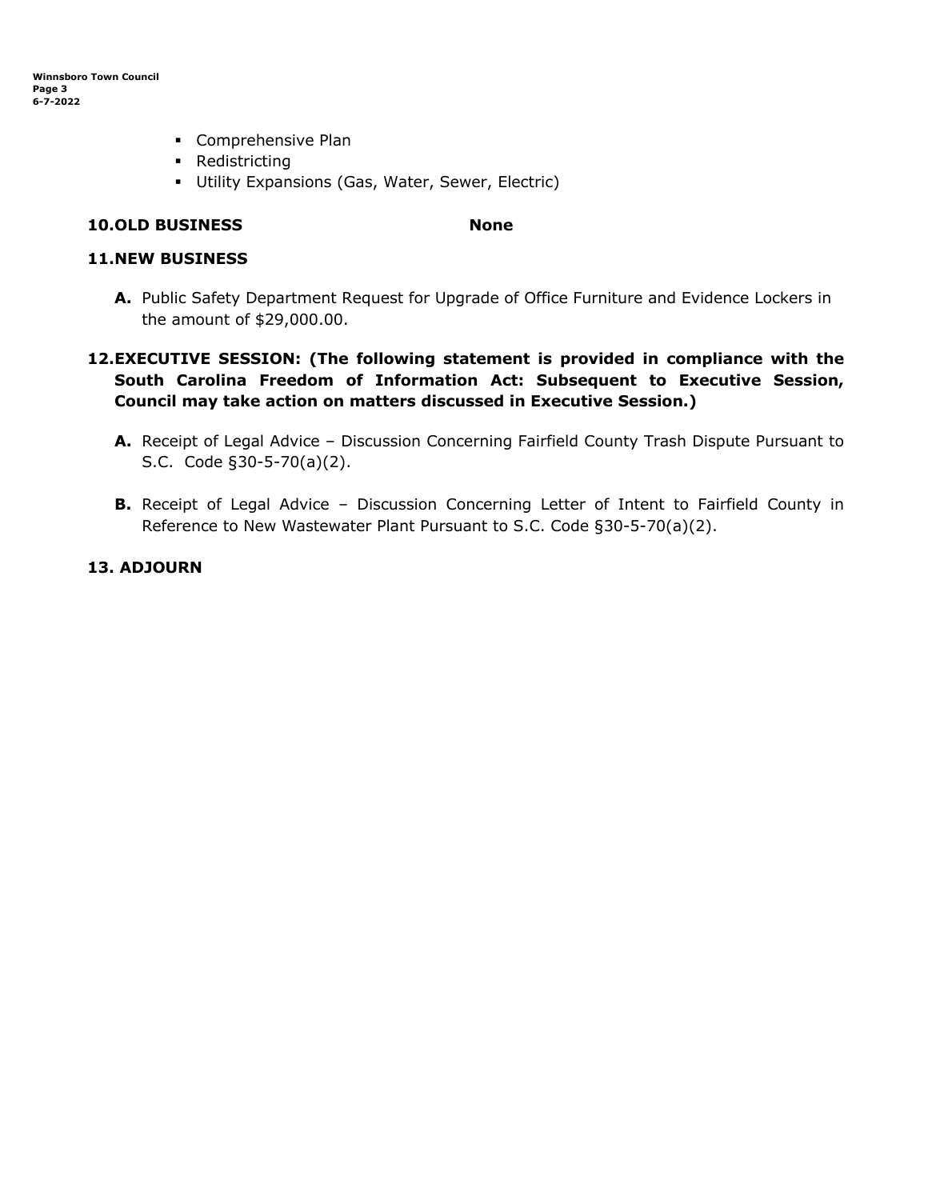- Comprehensive Plan
- Redistricting
- Utility Expansions (Gas, Water, Sewer, Electric)

**10.OLD BUSINESS** **None**

**11.NEW BUSINESS**

**A.** Public Safety Department Request for Upgrade of Office Furniture and Evidence Lockers in the amount of $29,000.00.

**12.EXECUTIVE SESSION: (The following statement is provided in compliance with the South Carolina Freedom of Information Act: Subsequent to Executive Session, Council may take action on matters discussed in Executive Session.)**

**A.** Receipt of Legal Advice – Discussion Concerning Fairfield County Trash Dispute Pursuant to S.C. Code §30-5-70(a)(2).

**B.** Receipt of Legal Advice – Discussion Concerning Letter of Intent to Fairfield County in Reference to New Wastewater Plant Pursuant to S.C. Code §30-5-70(a)(2).

**13. ADJOURN**